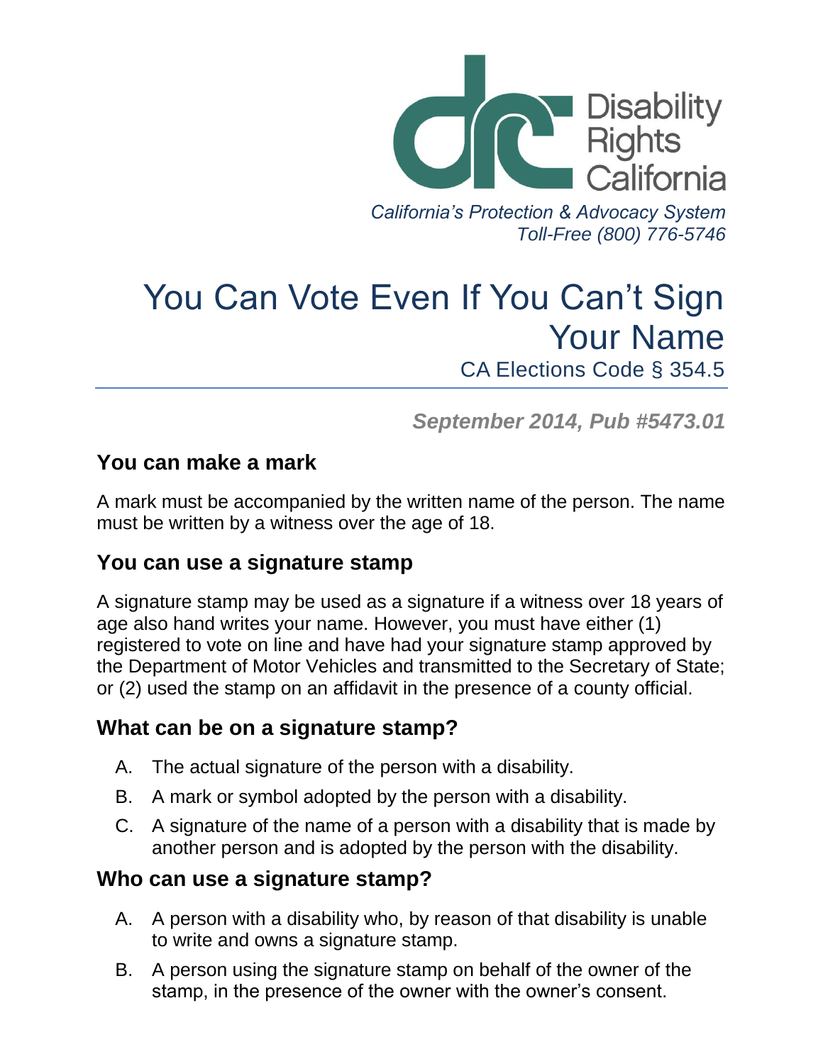Disability Rights California

*California's Protection & Advocacy System*
*Toll-Free (800) 776-5746*

# You Can Vote Even If You Can't Sign Your Name

CA Elections Code § 354.5

***September 2014, Pub #5473.01***

## You can make a mark

A mark must be accompanied by the written name of the person. The name must be written by a witness over the age of 18.

## You can use a signature stamp

A signature stamp may be used as a signature if a witness over 18 years of age also hand writes your name. However, you must have either (1) registered to vote on line and have had your signature stamp approved by the Department of Motor Vehicles and transmitted to the Secretary of State; or (2) used the stamp on an affidavit in the presence of a county official.

## What can be on a signature stamp?

A. The actual signature of the person with a disability.

B. A mark or symbol adopted by the person with a disability.

C. A signature of the name of a person with a disability that is made by another person and is adopted by the person with the disability.

## Who can use a signature stamp?

A. A person with a disability who, by reason of that disability is unable to write and owns a signature stamp.

B. A person using the signature stamp on behalf of the owner of the stamp, in the presence of the owner with the owner's consent.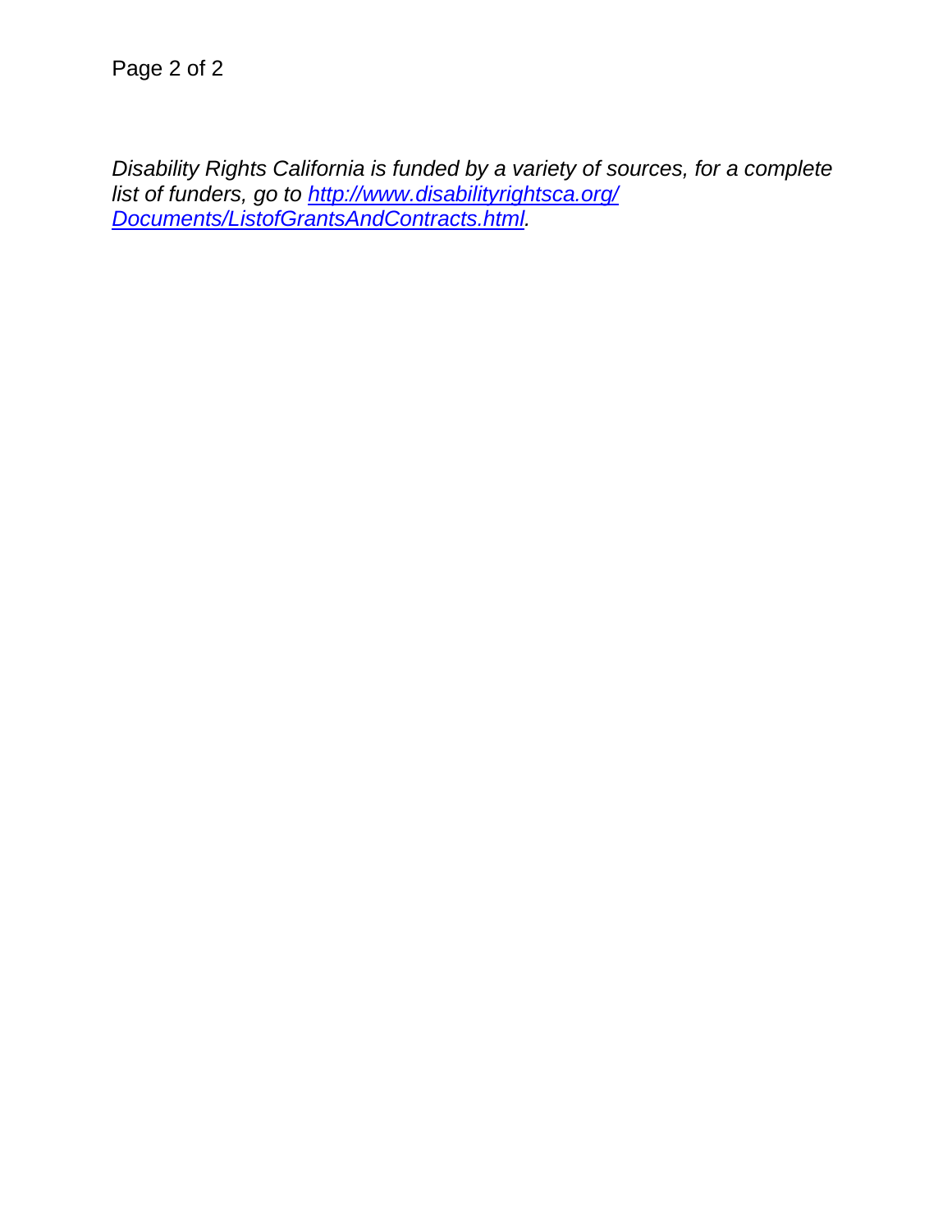*Disability Rights California is funded by a variety of sources, for a complete list of funders, go to [http://www.disabilityrightsca.org/Documents/ListofGrantsAndContracts.html](http://www.disabilityrightsca.org/Documents/ListofGrantsAndContracts.html).*